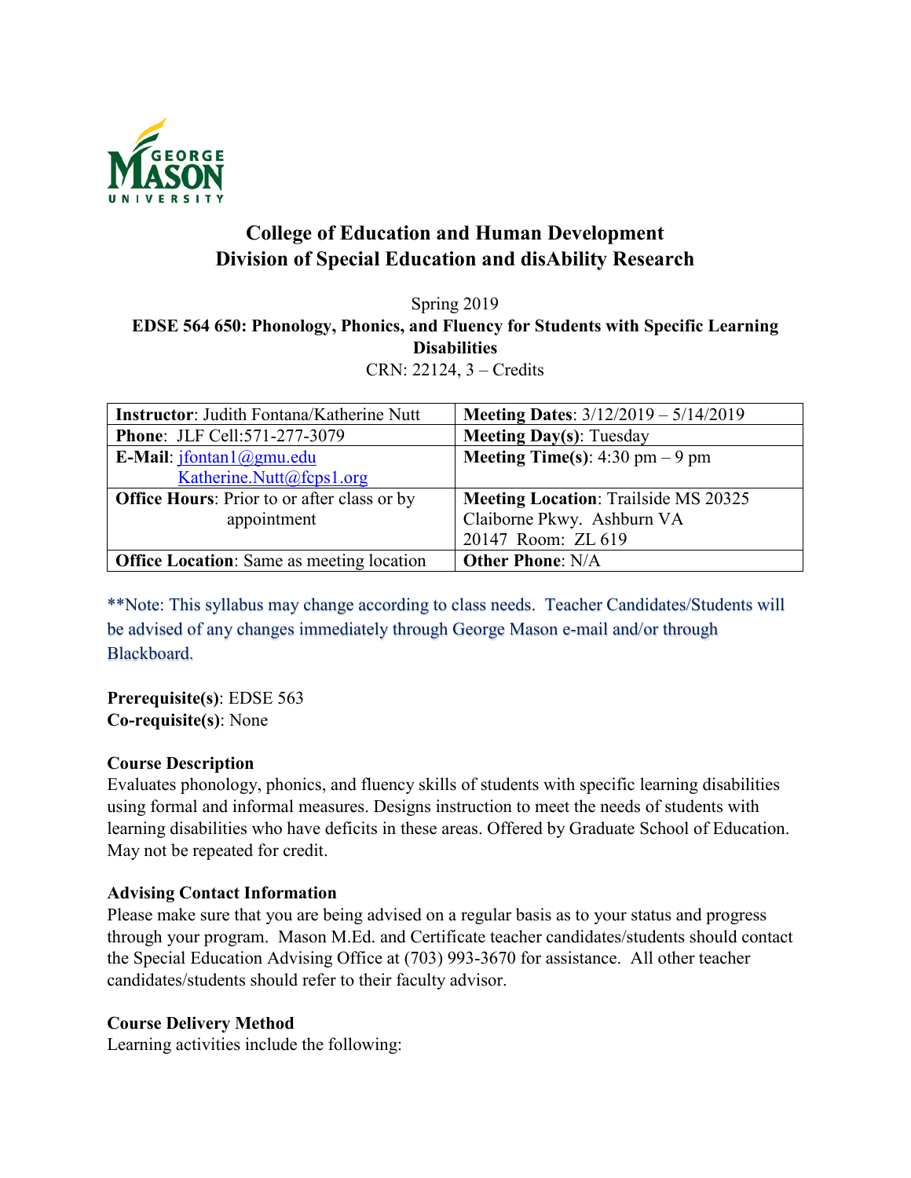# College of Education and Human Development
# Division of Special Education and disAbility Research

Spring 2019

**EDSE 564 650: Phonology, Phonics, and Fluency for Students with Specific Learning Disabilities**

CRN: 22124, 3 – Credits

| **Instructor**: Judith Fontana/Katherine Nutt | **Meeting Dates**: 3/12/2019 – 5/14/2019 |
|---|---|
| **Phone**: JLF Cell:571-277-3079 | **Meeting Day(s)**: Tuesday |
| **E-Mail**: jfontan1@gmu.edu Katherine.Nutt@fcps1.org | **Meeting Time(s)**: 4:30 pm – 9 pm |
| **Office Hours**: Prior to or after class or by appointment | **Meeting Location**: Trailside MS 20325 Claiborne Pkwy. Ashburn VA 20147 Room: ZL 619 |
| **Office Location**: Same as meeting location | **Other Phone**: N/A |

**Note: This syllabus may change according to class needs. Teacher Candidates/Students will be advised of any changes immediately through George Mason e-mail and/or through Blackboard.

**Prerequisite(s)**: EDSE 563
**Co-requisite(s)**: None

**Course Description**

Evaluates phonology, phonics, and fluency skills of students with specific learning disabilities using formal and informal measures. Designs instruction to meet the needs of students with learning disabilities who have deficits in these areas. Offered by Graduate School of Education. May not be repeated for credit.

**Advising Contact Information**

Please make sure that you are being advised on a regular basis as to your status and progress through your program. Mason M.Ed. and Certificate teacher candidates/students should contact the Special Education Advising Office at (703) 993-3670 for assistance. All other teacher candidates/students should refer to their faculty advisor.

**Course Delivery Method**

Learning activities include the following: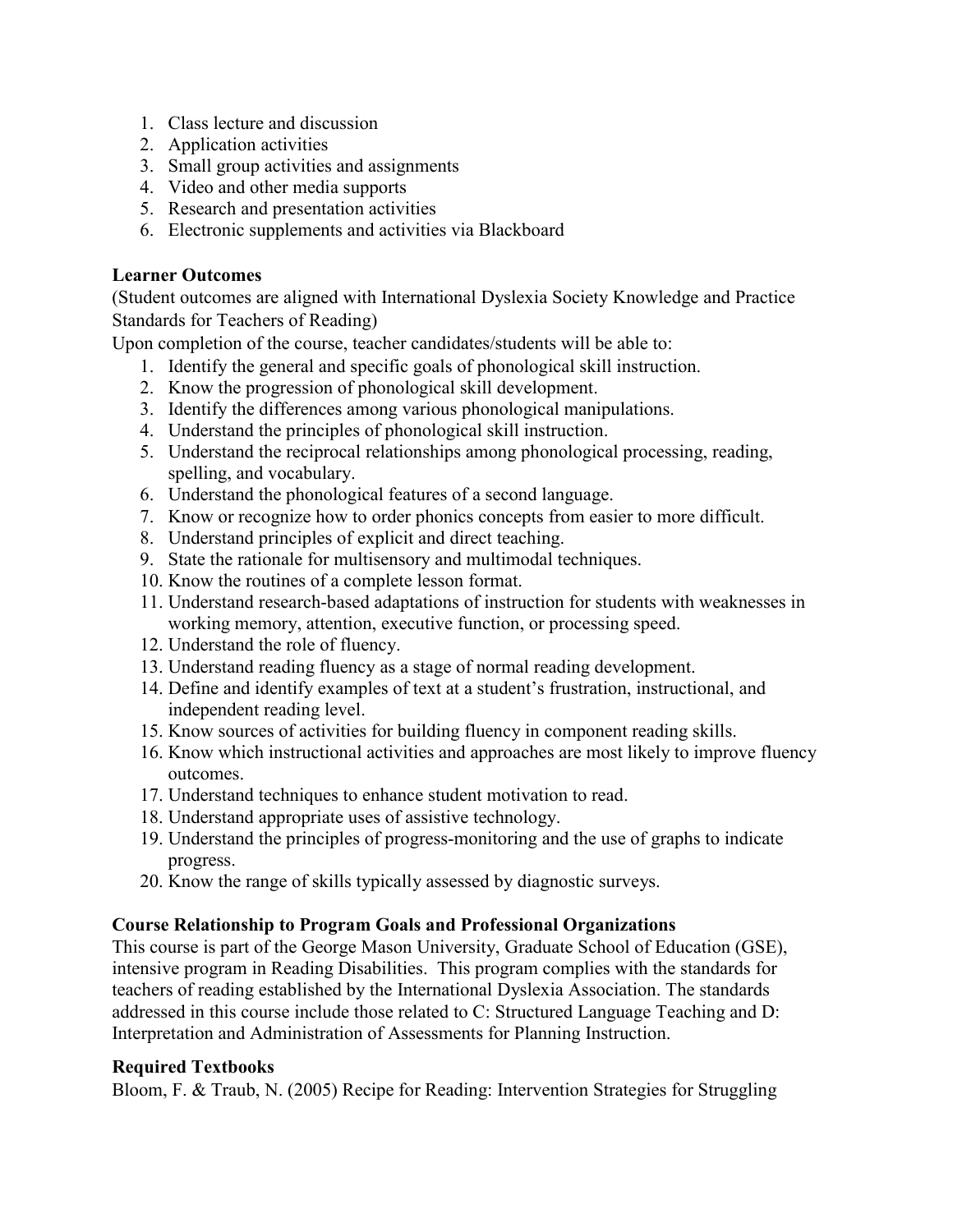1. Class lecture and discussion
2. Application activities
3. Small group activities and assignments
4. Video and other media supports
5. Research and presentation activities
6. Electronic supplements and activities via Blackboard

**Learner Outcomes**

(Student outcomes are aligned with International Dyslexia Society Knowledge and Practice Standards for Teachers of Reading)

Upon completion of the course, teacher candidates/students will be able to:

1. Identify the general and specific goals of phonological skill instruction.
2. Know the progression of phonological skill development.
3. Identify the differences among various phonological manipulations.
4. Understand the principles of phonological skill instruction.
5. Understand the reciprocal relationships among phonological processing, reading, spelling, and vocabulary.
6. Understand the phonological features of a second language.
7. Know or recognize how to order phonics concepts from easier to more difficult.
8. Understand principles of explicit and direct teaching.
9. State the rationale for multisensory and multimodal techniques.
10. Know the routines of a complete lesson format.
11. Understand research-based adaptations of instruction for students with weaknesses in working memory, attention, executive function, or processing speed.
12. Understand the role of fluency.
13. Understand reading fluency as a stage of normal reading development.
14. Define and identify examples of text at a student's frustration, instructional, and independent reading level.
15. Know sources of activities for building fluency in component reading skills.
16. Know which instructional activities and approaches are most likely to improve fluency outcomes.
17. Understand techniques to enhance student motivation to read.
18. Understand appropriate uses of assistive technology.
19. Understand the principles of progress-monitoring and the use of graphs to indicate progress.
20. Know the range of skills typically assessed by diagnostic surveys.

**Course Relationship to Program Goals and Professional Organizations**

This course is part of the George Mason University, Graduate School of Education (GSE), intensive program in Reading Disabilities. This program complies with the standards for teachers of reading established by the International Dyslexia Association. The standards addressed in this course include those related to C: Structured Language Teaching and D: Interpretation and Administration of Assessments for Planning Instruction.

**Required Textbooks**

Bloom, F. & Traub, N. (2005) Recipe for Reading: Intervention Strategies for Struggling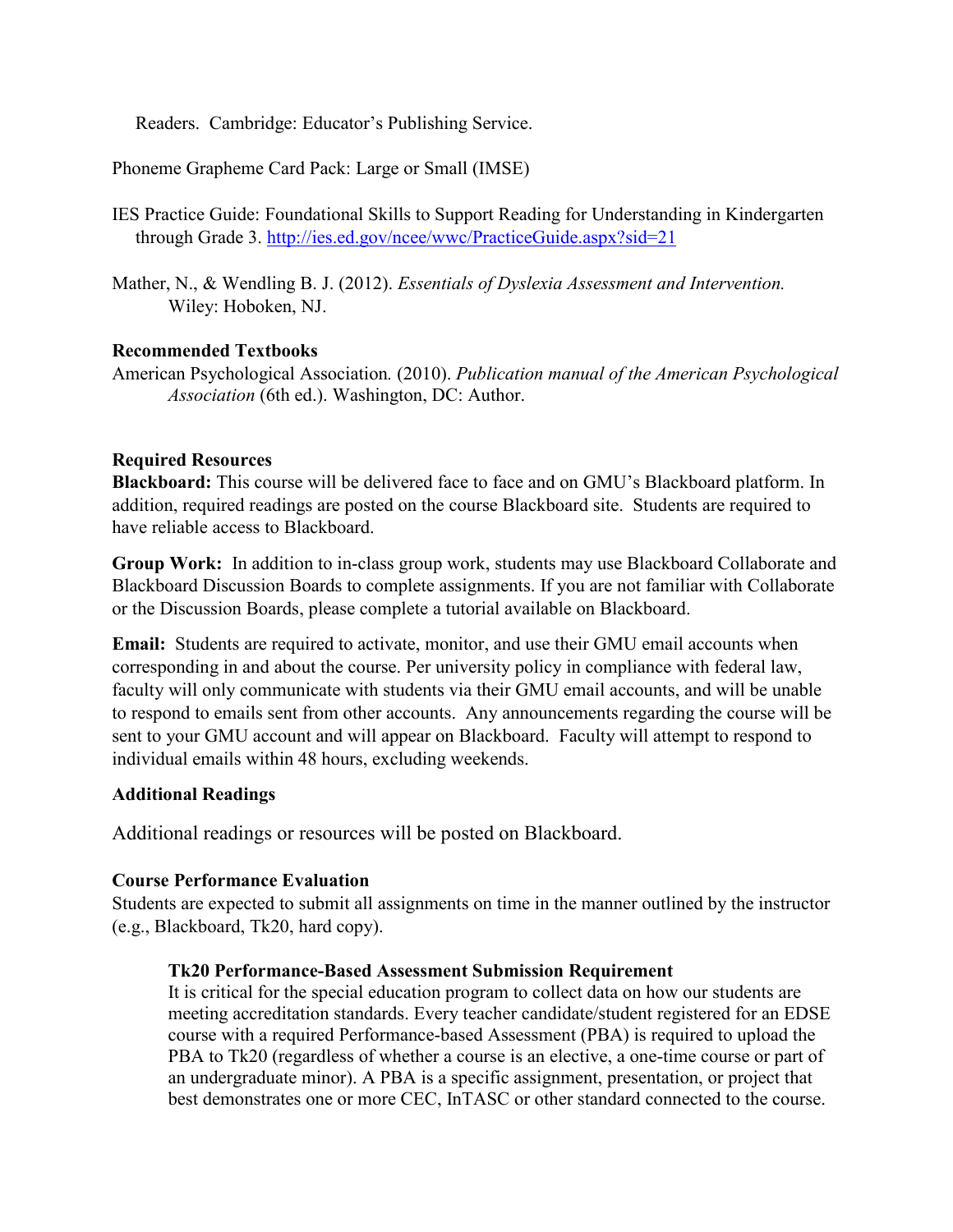Readers. Cambridge: Educator's Publishing Service.

Phoneme Grapheme Card Pack: Large or Small (IMSE)

IES Practice Guide: Foundational Skills to Support Reading for Understanding in Kindergarten through Grade 3. http://ies.ed.gov/ncee/wwc/PracticeGuide.aspx?sid=21

Mather, N., & Wendling B. J. (2012). *Essentials of Dyslexia Assessment and Intervention.* Wiley: Hoboken, NJ.

**Recommended Textbooks**

American Psychological Association. (2010). *Publication manual of the American Psychological Association* (6th ed.). Washington, DC: Author.

**Required Resources**

**Blackboard:** This course will be delivered face to face and on GMU's Blackboard platform. In addition, required readings are posted on the course Blackboard site. Students are required to have reliable access to Blackboard.

**Group Work:** In addition to in-class group work, students may use Blackboard Collaborate and Blackboard Discussion Boards to complete assignments. If you are not familiar with Collaborate or the Discussion Boards, please complete a tutorial available on Blackboard.

**Email:** Students are required to activate, monitor, and use their GMU email accounts when corresponding in and about the course. Per university policy in compliance with federal law, faculty will only communicate with students via their GMU email accounts, and will be unable to respond to emails sent from other accounts. Any announcements regarding the course will be sent to your GMU account and will appear on Blackboard. Faculty will attempt to respond to individual emails within 48 hours, excluding weekends.

**Additional Readings**

Additional readings or resources will be posted on Blackboard.

**Course Performance Evaluation**

Students are expected to submit all assignments on time in the manner outlined by the instructor (e.g., Blackboard, Tk20, hard copy).

**Tk20 Performance-Based Assessment Submission Requirement**

It is critical for the special education program to collect data on how our students are meeting accreditation standards. Every teacher candidate/student registered for an EDSE course with a required Performance-based Assessment (PBA) is required to upload the PBA to Tk20 (regardless of whether a course is an elective, a one-time course or part of an undergraduate minor). A PBA is a specific assignment, presentation, or project that best demonstrates one or more CEC, InTASC or other standard connected to the course.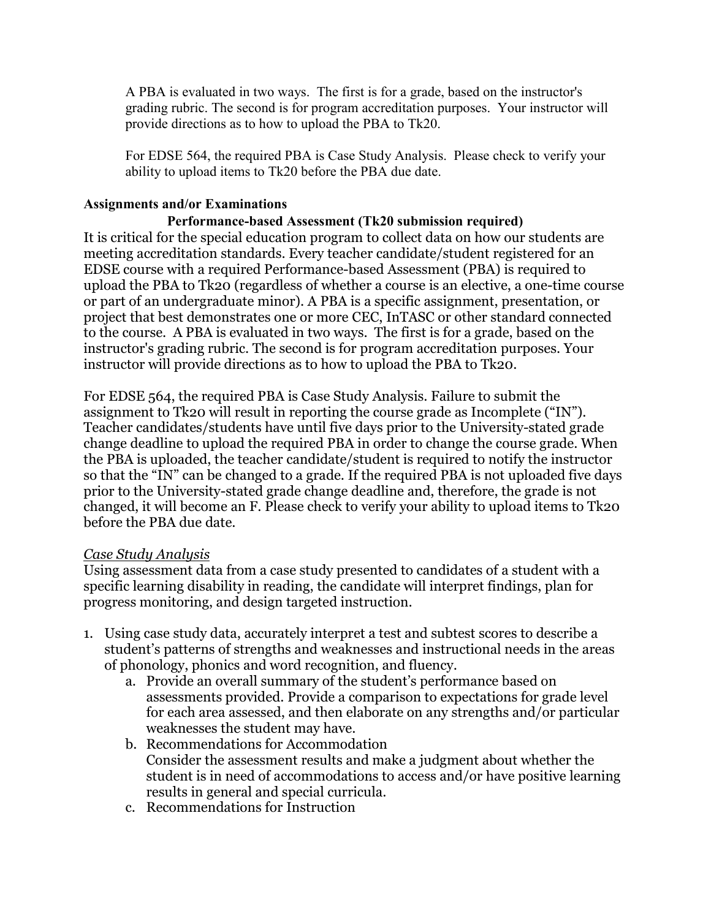A PBA is evaluated in two ways. The first is for a grade, based on the instructor's grading rubric. The second is for program accreditation purposes. Your instructor will provide directions as to how to upload the PBA to Tk20.

For EDSE 564, the required PBA is Case Study Analysis. Please check to verify your ability to upload items to Tk20 before the PBA due date.

**Assignments and/or Examinations**

**Performance-based Assessment (Tk20 submission required)**

It is critical for the special education program to collect data on how our students are meeting accreditation standards. Every teacher candidate/student registered for an EDSE course with a required Performance-based Assessment (PBA) is required to upload the PBA to Tk20 (regardless of whether a course is an elective, a one-time course or part of an undergraduate minor). A PBA is a specific assignment, presentation, or project that best demonstrates one or more CEC, InTASC or other standard connected to the course. A PBA is evaluated in two ways. The first is for a grade, based on the instructor's grading rubric. The second is for program accreditation purposes. Your instructor will provide directions as to how to upload the PBA to Tk20.

For EDSE 564, the required PBA is Case Study Analysis. Failure to submit the assignment to Tk20 will result in reporting the course grade as Incomplete ("IN"). Teacher candidates/students have until five days prior to the University-stated grade change deadline to upload the required PBA in order to change the course grade. When the PBA is uploaded, the teacher candidate/student is required to notify the instructor so that the "IN" can be changed to a grade. If the required PBA is not uploaded five days prior to the University-stated grade change deadline and, therefore, the grade is not changed, it will become an F. Please check to verify your ability to upload items to Tk20 before the PBA due date.

*Case Study Analysis*

Using assessment data from a case study presented to candidates of a student with a specific learning disability in reading, the candidate will interpret findings, plan for progress monitoring, and design targeted instruction.

1. Using case study data, accurately interpret a test and subtest scores to describe a student's patterns of strengths and weaknesses and instructional needs in the areas of phonology, phonics and word recognition, and fluency.
   a. Provide an overall summary of the student's performance based on assessments provided. Provide a comparison to expectations for grade level for each area assessed, and then elaborate on any strengths and/or particular weaknesses the student may have.
   b. Recommendations for Accommodation
      Consider the assessment results and make a judgment about whether the student is in need of accommodations to access and/or have positive learning results in general and special curricula.
   c. Recommendations for Instruction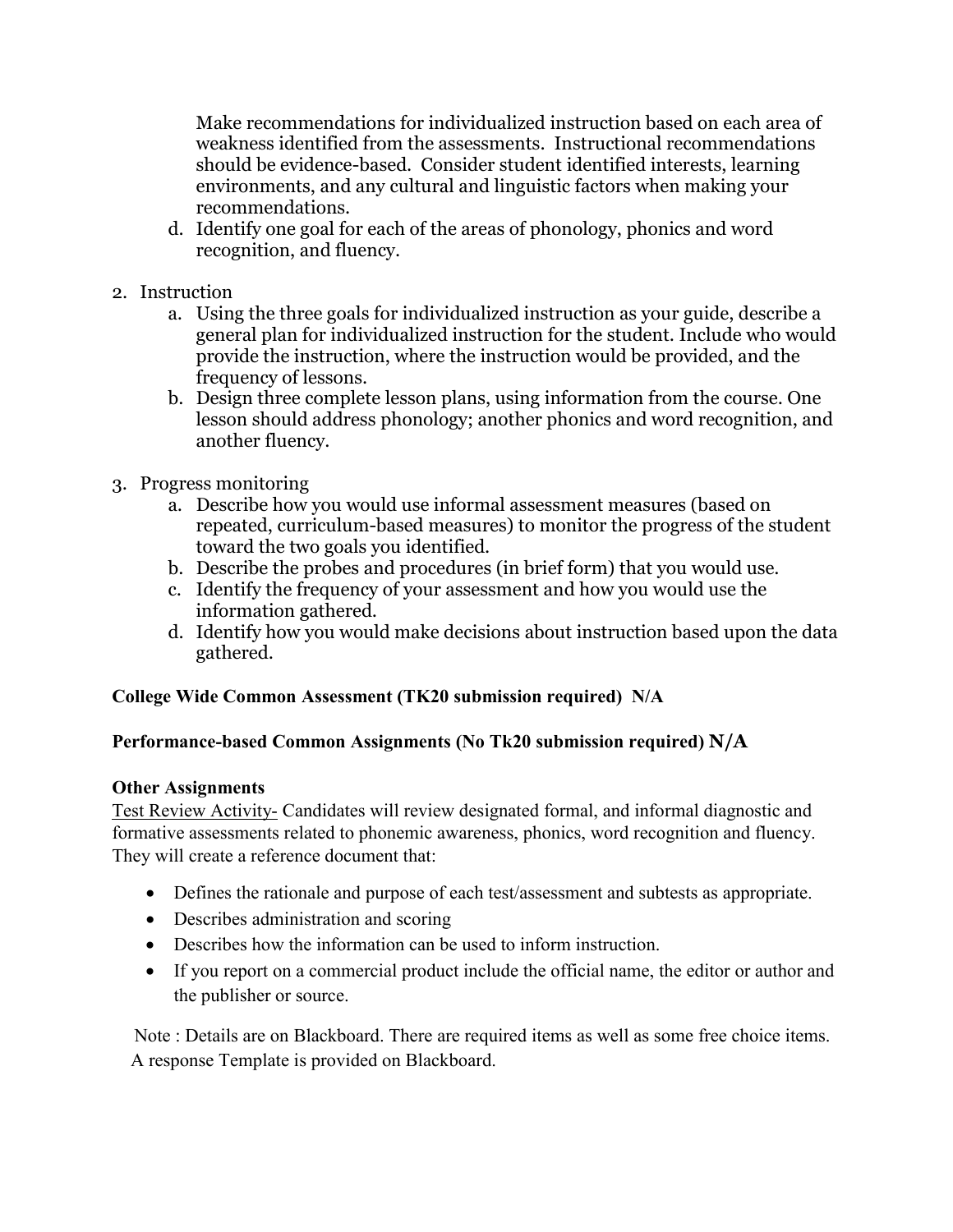Make recommendations for individualized instruction based on each area of weakness identified from the assessments. Instructional recommendations should be evidence-based. Consider student identified interests, learning environments, and any cultural and linguistic factors when making your recommendations.

   d. Identify one goal for each of the areas of phonology, phonics and word recognition, and fluency.

2. Instruction
   a. Using the three goals for individualized instruction as your guide, describe a general plan for individualized instruction for the student. Include who would provide the instruction, where the instruction would be provided, and the frequency of lessons.
   b. Design three complete lesson plans, using information from the course. One lesson should address phonology; another phonics and word recognition, and another fluency.

3. Progress monitoring
   a. Describe how you would use informal assessment measures (based on repeated, curriculum-based measures) to monitor the progress of the student toward the two goals you identified.
   b. Describe the probes and procedures (in brief form) that you would use.
   c. Identify the frequency of your assessment and how you would use the information gathered.
   d. Identify how you would make decisions about instruction based upon the data gathered.

**College Wide Common Assessment (TK20 submission required) N/A**

**Performance-based Common Assignments (No Tk20 submission required) N/A**

**Other Assignments**

Test Review Activity- Candidates will review designated formal, and informal diagnostic and formative assessments related to phonemic awareness, phonics, word recognition and fluency. They will create a reference document that:

- Defines the rationale and purpose of each test/assessment and subtests as appropriate.
- Describes administration and scoring
- Describes how the information can be used to inform instruction.
- If you report on a commercial product include the official name, the editor or author and the publisher or source.

Note : Details are on Blackboard. There are required items as well as some free choice items. A response Template is provided on Blackboard.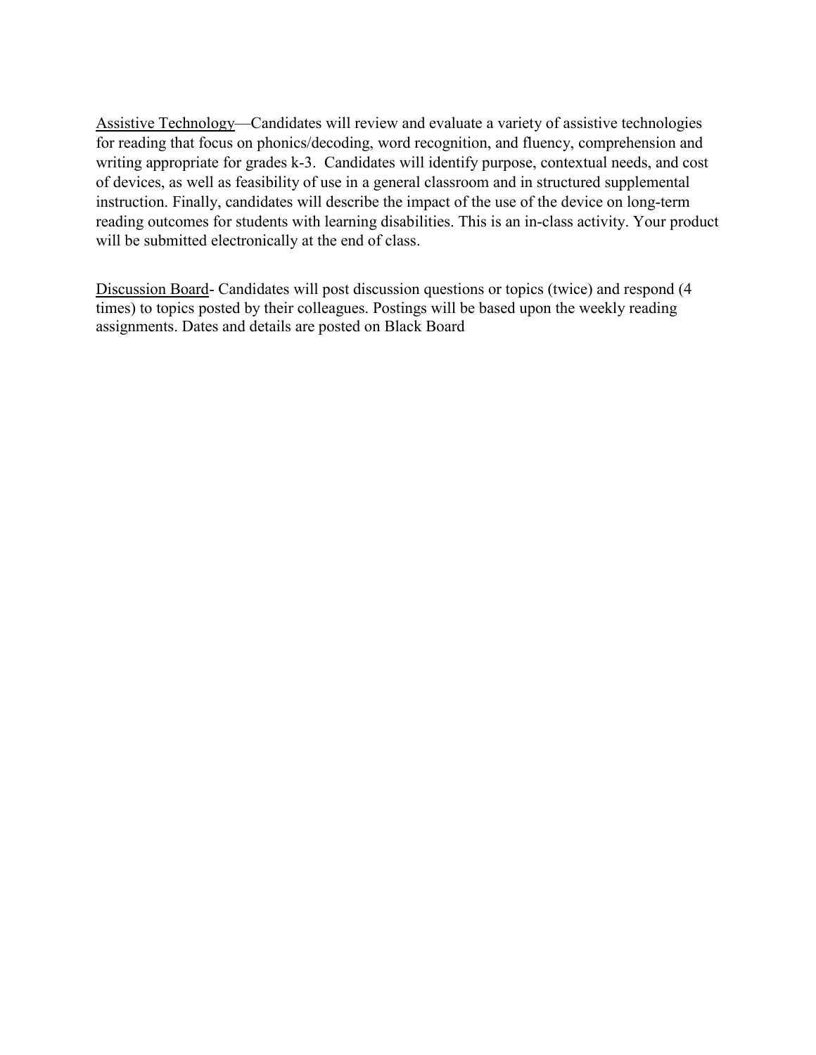<u>Assistive Technology</u>—Candidates will review and evaluate a variety of assistive technologies for reading that focus on phonics/decoding, word recognition, and fluency, comprehension and writing appropriate for grades k-3. Candidates will identify purpose, contextual needs, and cost of devices, as well as feasibility of use in a general classroom and in structured supplemental instruction. Finally, candidates will describe the impact of the use of the device on long-term reading outcomes for students with learning disabilities. This is an in-class activity. Your product will be submitted electronically at the end of class.

<u>Discussion Board</u>- Candidates will post discussion questions or topics (twice) and respond (4 times) to topics posted by their colleagues. Postings will be based upon the weekly reading assignments. Dates and details are posted on Black Board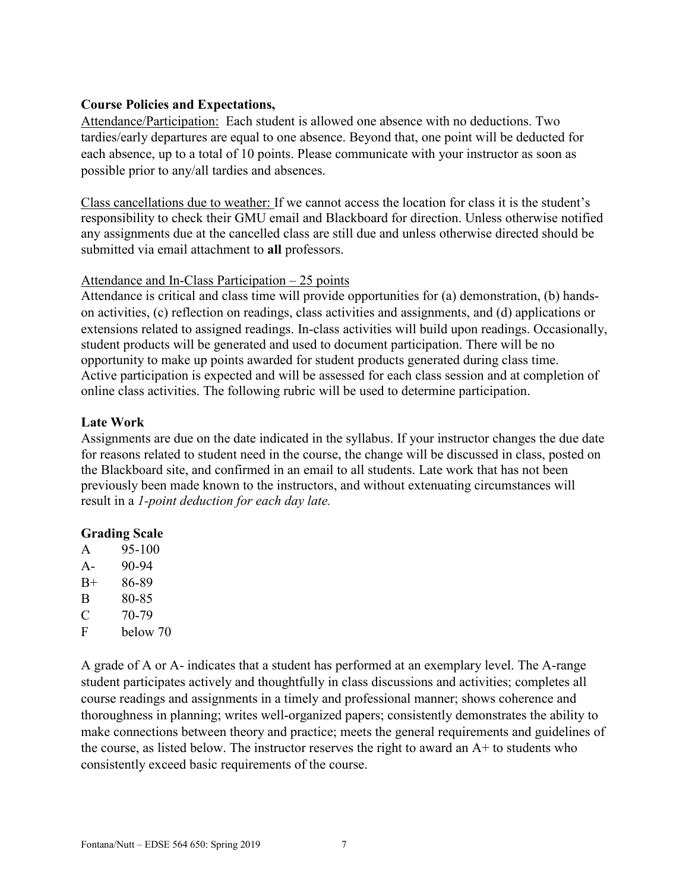**Course Policies and Expectations,**

Attendance/Participation: Each student is allowed one absence with no deductions. Two tardies/early departures are equal to one absence. Beyond that, one point will be deducted for each absence, up to a total of 10 points. Please communicate with your instructor as soon as possible prior to any/all tardies and absences.

Class cancellations due to weather: If we cannot access the location for class it is the student's responsibility to check their GMU email and Blackboard for direction. Unless otherwise notified any assignments due at the cancelled class are still due and unless otherwise directed should be submitted via email attachment to **all** professors.

Attendance and In-Class Participation – 25 points

Attendance is critical and class time will provide opportunities for (a) demonstration, (b) hands-on activities, (c) reflection on readings, class activities and assignments, and (d) applications or extensions related to assigned readings. In-class activities will build upon readings. Occasionally, student products will be generated and used to document participation. There will be no opportunity to make up points awarded for student products generated during class time. Active participation is expected and will be assessed for each class session and at completion of online class activities. The following rubric will be used to determine participation.

**Late Work**

Assignments are due on the date indicated in the syllabus. If your instructor changes the due date for reasons related to student need in the course, the change will be discussed in class, posted on the Blackboard site, and confirmed in an email to all students. Late work that has not been previously been made known to the instructors, and without extenuating circumstances will result in a *1-point deduction for each day late.*

**Grading Scale**

| | |
|---|---|
| A | 95-100 |
| A- | 90-94 |
| B+ | 86-89 |
| B | 80-85 |
| C | 70-79 |
| F | below 70 |

A grade of A or A- indicates that a student has performed at an exemplary level. The A-range student participates actively and thoughtfully in class discussions and activities; completes all course readings and assignments in a timely and professional manner; shows coherence and thoroughness in planning; writes well-organized papers; consistently demonstrates the ability to make connections between theory and practice; meets the general requirements and guidelines of the course, as listed below. The instructor reserves the right to award an A+ to students who consistently exceed basic requirements of the course.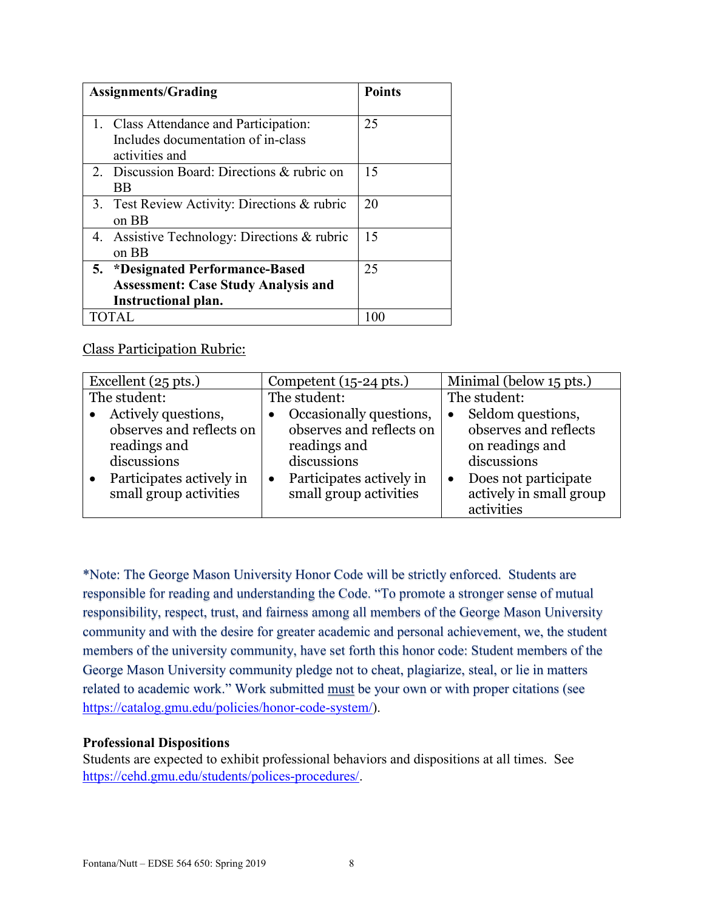| **Assignments/Grading** | **Points** |
|---|---|
| 1. Class Attendance and Participation: Includes documentation of in-class activities and | 25 |
| 2. Discussion Board: Directions & rubric on BB | 15 |
| 3. Test Review Activity: Directions & rubric on BB | 20 |
| 4. Assistive Technology: Directions & rubric on BB | 15 |
| **5. *Designated Performance-Based Assessment: Case Study Analysis and Instructional plan.** | 25 |
| TOTAL | 100 |

<u>Class Participation Rubric:</u>

| Excellent (25 pts.) | Competent (15-24 pts.) | Minimal (below 15 pts.) |
|---|---|---|
| The student:<br>• Actively questions, observes and reflects on readings and discussions<br>• Participates actively in small group activities | The student:<br>• Occasionally questions, observes and reflects on readings and discussions<br>• Participates actively in small group activities | The student:<br>• Seldom questions, observes and reflects on readings and discussions<br>• Does not participate actively in small group activities |

*Note: The George Mason University Honor Code will be strictly enforced. Students are responsible for reading and understanding the Code. "To promote a stronger sense of mutual responsibility, respect, trust, and fairness among all members of the George Mason University community and with the desire for greater academic and personal achievement, we, the student members of the university community, have set forth this honor code: Student members of the George Mason University community pledge not to cheat, plagiarize, steal, or lie in matters related to academic work." Work submitted <u>must</u> be your own or with proper citations (see https://catalog.gmu.edu/policies/honor-code-system/).

**Professional Dispositions**

Students are expected to exhibit professional behaviors and dispositions at all times. See https://cehd.gmu.edu/students/polices-procedures/.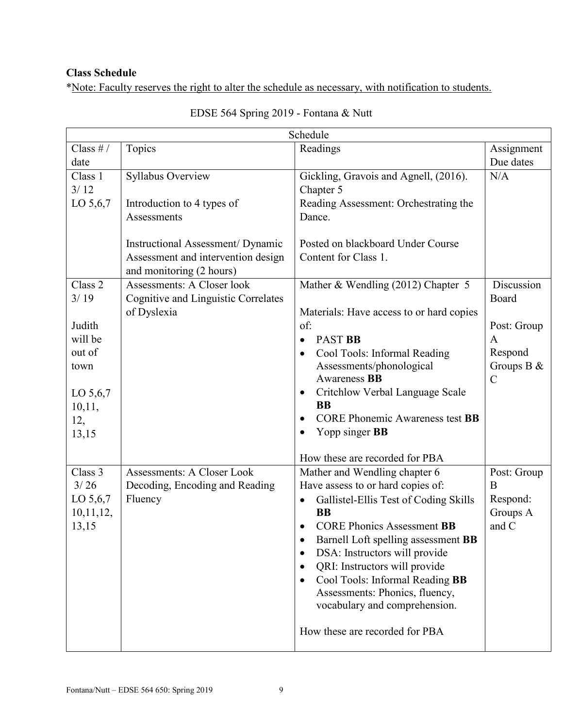**Class Schedule**

*Note: Faculty reserves the right to alter the schedule as necessary, with notification to students.

EDSE 564 Spring 2019 - Fontana & Nutt

| Schedule | | | |
|---|---|---|---|
| Class # / date | Topics | Readings | Assignment Due dates |
| Class 1<br>3/ 12<br>LO 5,6,7 | Syllabus Overview<br><br>Introduction to 4 types of Assessments<br><br>Instructional Assessment/ Dynamic Assessment and intervention design and monitoring (2 hours) | Gickling, Gravois and Agnell, (2016). Chapter 5<br>Reading Assessment: Orchestrating the Dance.<br><br>Posted on blackboard Under Course Content for Class 1. | N/A |
| Class 2<br>3/ 19<br><br>Judith will be out of town<br><br>LO 5,6,7<br>10,11,<br>12,<br>13,15 | Assessments: A Closer look<br>Cognitive and Linguistic Correlates of Dyslexia | Mather & Wendling (2012) Chapter 5<br><br>Materials: Have access to or hard copies of:<br>• PAST **BB**<br>• Cool Tools: Informal Reading Assessments/phonological Awareness **BB**<br>• Critchlow Verbal Language Scale **BB**<br>• CORE Phonemic Awareness test **BB**<br>• Yopp singer **BB**<br><br>How these are recorded for PBA | Discussion Board<br><br>Post: Group A<br>Respond Groups B & C |
| Class 3<br>3/ 26<br>LO 5,6,7<br>10,11,12,<br>13,15 | Assessments: A Closer Look<br>Decoding, Encoding and Reading Fluency | Mather and Wendling chapter 6<br>Have assess to or hard copies of:<br>• Gallistel-Ellis Test of Coding Skills **BB**<br>• CORE Phonics Assessment **BB**<br>• Barnell Loft spelling assessment **BB**<br>• DSA: Instructors will provide<br>• QRI: Instructors will provide<br>• Cool Tools: Informal Reading **BB** Assessments: Phonics, fluency, vocabulary and comprehension.<br><br>How these are recorded for PBA | Post: Group B<br>Respond: Groups A and C |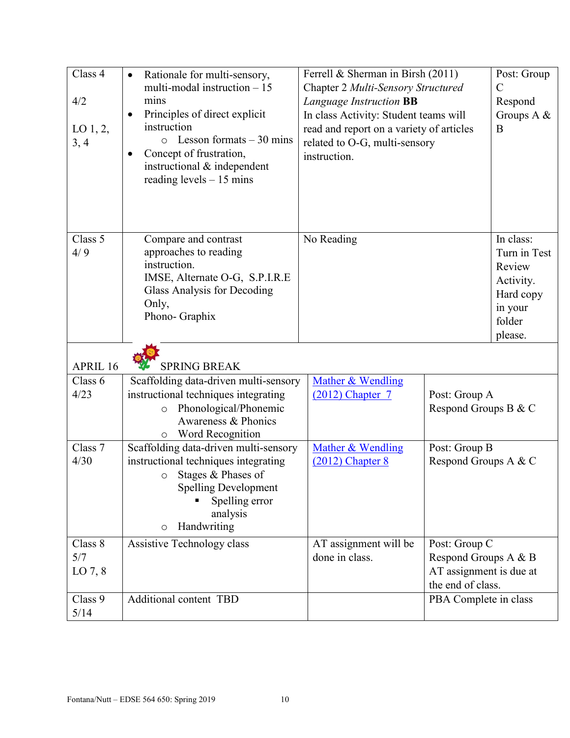| | | | |
|---|---|---|---|
| Class 4<br><br>4/2<br><br>LO 1, 2, 3, 4 | • Rationale for multi-sensory, multi-modal instruction – 15 mins<br>• Principles of direct explicit instruction<br>  ○ Lesson formats – 30 mins<br>• Concept of frustration, instructional & independent reading levels – 15 mins | Ferrell & Sherman in Birsh (2011) Chapter 2 *Multi-Sensory Structured Language Instruction* **BB**<br>In class Activity: Student teams will read and report on a variety of articles related to O-G, multi-sensory instruction. | Post: Group C<br>Respond Groups A & B |
| Class 5<br>4/ 9 | Compare and contrast approaches to reading instruction.<br>IMSE, Alternate O-G, S.P.I.R.E<br>Glass Analysis for Decoding Only,<br>Phono- Graphix | No Reading | In class: Turn in Test Review Activity. Hard copy in your folder please. |
| APRIL 16 | SPRING BREAK | | |
| Class 6<br>4/23 | Scaffolding data-driven multi-sensory instructional techniques integrating<br>  ○ Phonological/Phonemic Awareness & Phonics<br>  ○ Word Recognition | Mather & Wendling (2012) Chapter 7 | Post: Group A<br>Respond Groups B & C |
| Class 7<br>4/30 | Scaffolding data-driven multi-sensory instructional techniques integrating<br>  ○ Stages & Phases of Spelling Development<br>    ▪ Spelling error analysis<br>  ○ Handwriting | Mather & Wendling (2012) Chapter 8 | Post: Group B<br>Respond Groups A & C |
| Class 8<br>5/7<br>LO 7, 8 | Assistive Technology class | AT assignment will be done in class. | Post: Group C<br>Respond Groups A & B<br>AT assignment is due at the end of class. |
| Class 9<br>5/14 | Additional content TBD | | PBA Complete in class |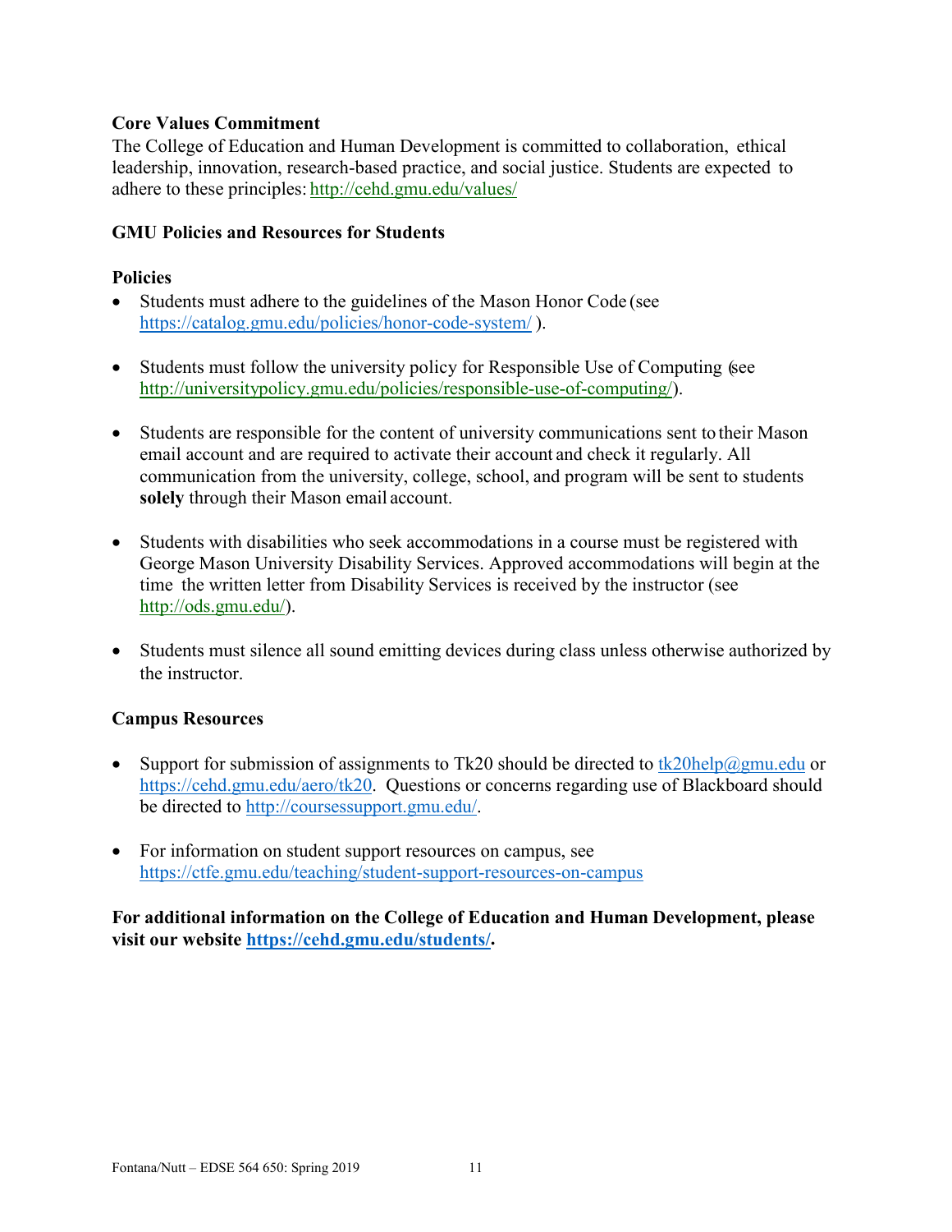**Core Values Commitment**

The College of Education and Human Development is committed to collaboration, ethical leadership, innovation, research-based practice, and social justice. Students are expected to adhere to these principles: http://cehd.gmu.edu/values/

**GMU Policies and Resources for Students**

**Policies**

- Students must adhere to the guidelines of the Mason Honor Code (see https://catalog.gmu.edu/policies/honor-code-system/ ).
- Students must follow the university policy for Responsible Use of Computing (see http://universitypolicy.gmu.edu/policies/responsible-use-of-computing/).
- Students are responsible for the content of university communications sent to their Mason email account and are required to activate their account and check it regularly. All communication from the university, college, school, and program will be sent to students **solely** through their Mason email account.
- Students with disabilities who seek accommodations in a course must be registered with George Mason University Disability Services. Approved accommodations will begin at the time the written letter from Disability Services is received by the instructor (see http://ods.gmu.edu/).
- Students must silence all sound emitting devices during class unless otherwise authorized by the instructor.

**Campus Resources**

- Support for submission of assignments to Tk20 should be directed to tk20help@gmu.edu or https://cehd.gmu.edu/aero/tk20. Questions or concerns regarding use of Blackboard should be directed to http://coursessupport.gmu.edu/.
- For information on student support resources on campus, see https://ctfe.gmu.edu/teaching/student-support-resources-on-campus

**For additional information on the College of Education and Human Development, please visit our website https://cehd.gmu.edu/students/.**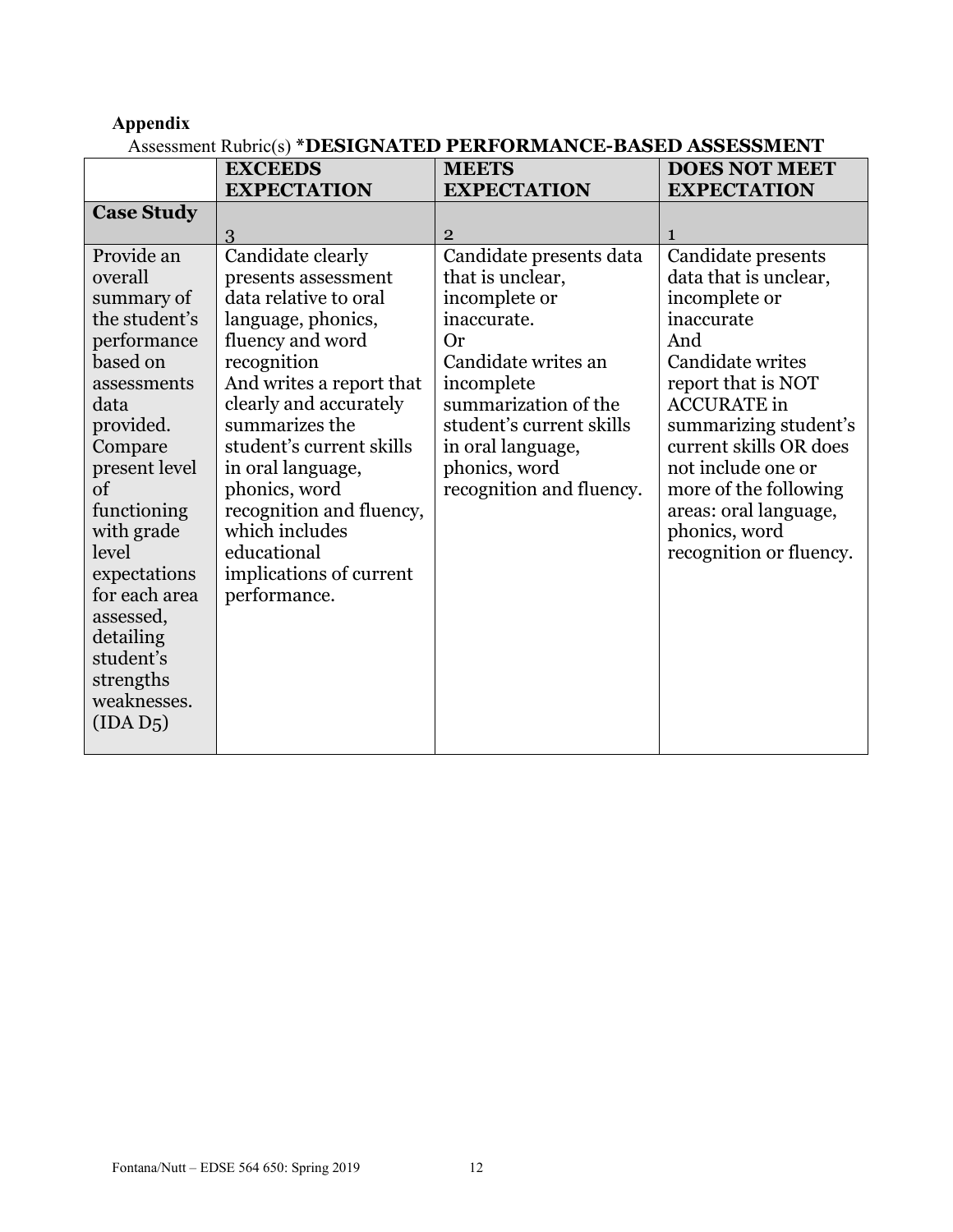**Appendix**

Assessment Rubric(s) ***DESIGNATED PERFORMANCE-BASED ASSESSMENT**

| | **EXCEEDS EXPECTATION** | **MEETS EXPECTATION** | **DOES NOT MEET EXPECTATION** |
|---|---|---|---|
| **Case Study** | 3 | 2 | 1 |
| Provide an overall summary of the student's performance based on assessments data provided. Compare present level of functioning with grade level expectations for each area assessed, detailing student's strengths weaknesses. (IDA D5) | Candidate clearly presents assessment data relative to oral language, phonics, fluency and word recognition And writes a report that clearly and accurately summarizes the student's current skills in oral language, phonics, word recognition and fluency, which includes educational implications of current performance. | Candidate presents data that is unclear, incomplete or inaccurate. Or Candidate writes an incomplete summarization of the student's current skills in oral language, phonics, word recognition and fluency. | Candidate presents data that is unclear, incomplete or inaccurate And Candidate writes report that is NOT ACCURATE in summarizing student's current skills OR does not include one or more of the following areas: oral language, phonics, word recognition or fluency. |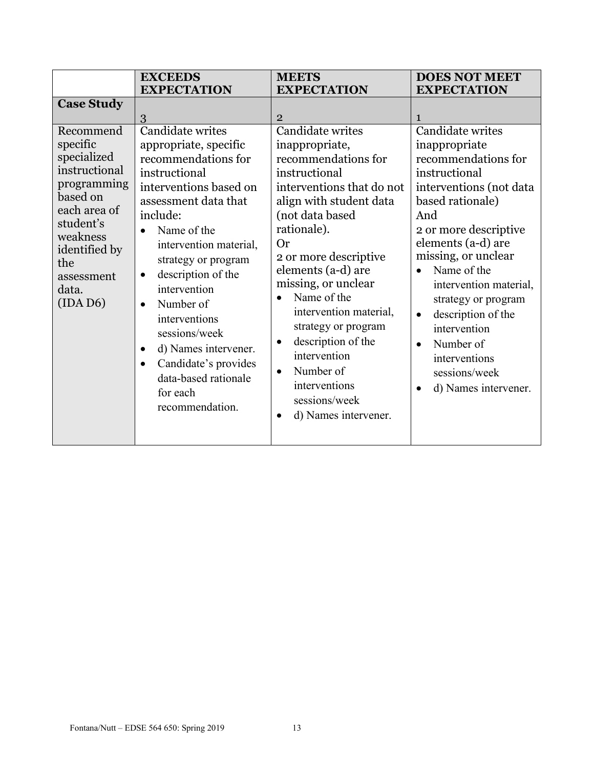| | EXCEEDS EXPECTATION | MEETS EXPECTATION | DOES NOT MEET EXPECTATION |
|---|---|---|---|
| **Case Study** | 3 | 2 | 1 |
| Recommend specific specialized instructional programming based on each area of student's weakness identified by the assessment data. (IDA D6) | Candidate writes appropriate, specific recommendations for instructional interventions based on assessment data that include: <br>• Name of the intervention material, strategy or program <br>• description of the intervention <br>• Number of interventions sessions/week <br>• d) Names intervener. <br>• Candidate's provides data-based rationale for each recommendation. | Candidate writes inappropriate, recommendations for instructional interventions that do not align with student data (not data based rationale). <br>Or <br>2 or more descriptive elements (a-d) are missing, or unclear <br>• Name of the intervention material, strategy or program <br>• description of the intervention <br>• Number of interventions sessions/week <br>• d) Names intervener. | Candidate writes inappropriate recommendations for instructional interventions (not data based rationale) <br>And <br>2 or more descriptive elements (a-d) are missing, or unclear <br>• Name of the intervention material, strategy or program <br>• description of the intervention <br>• Number of interventions sessions/week <br>• d) Names intervener. |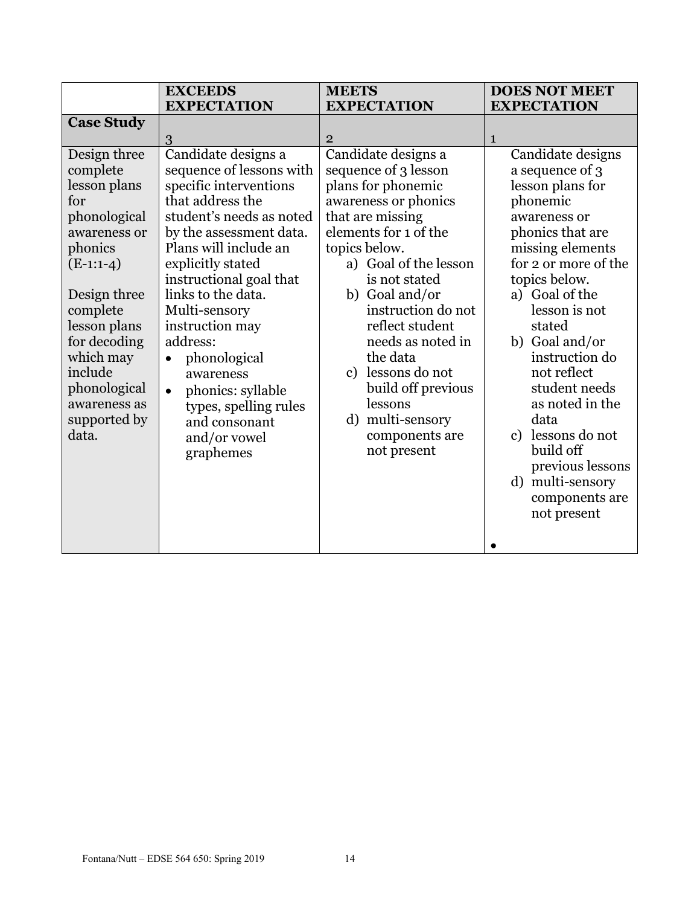| | **EXCEEDS EXPECTATION** | **MEETS EXPECTATION** | **DOES NOT MEET EXPECTATION** |
|---|---|---|---|
| **Case Study** | 3 | 2 | 1 |
| Design three complete lesson plans for phonological awareness or phonics (E-1:1-4)<br><br>Design three complete lesson plans for decoding which may include phonological awareness as supported by data. | Candidate designs a sequence of lessons with specific interventions that address the student's needs as noted by the assessment data. Plans will include an explicitly stated instructional goal that links to the data. Multi-sensory instruction may address:<br>• phonological awareness<br>• phonics: syllable types, spelling rules and consonant and/or vowel graphemes | Candidate designs a sequence of 3 lesson plans for phonemic awareness or phonics that are missing elements for 1 of the topics below.<br>a) Goal of the lesson is not stated<br>b) Goal and/or instruction do not reflect student needs as noted in the data<br>c) lessons do not build off previous lessons<br>d) multi-sensory components are not present | Candidate designs a sequence of 3 lesson plans for phonemic awareness or phonics that are missing elements for 2 or more of the topics below.<br>a) Goal of the lesson is not stated<br>b) Goal and/or instruction do not reflect student needs as noted in the data<br>c) lessons do not build off previous lessons<br>d) multi-sensory components are not present<br>• |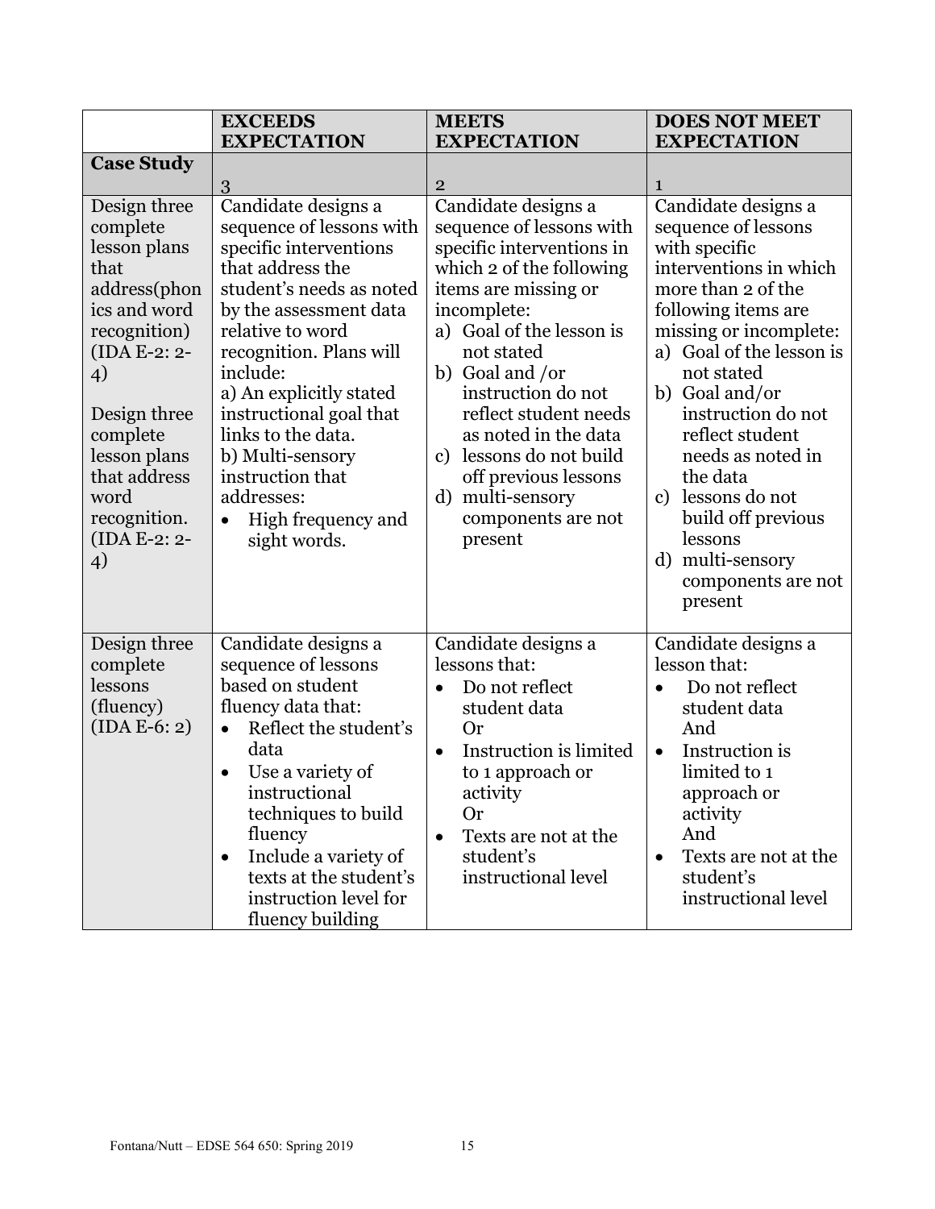| | **EXCEEDS EXPECTATION** | **MEETS EXPECTATION** | **DOES NOT MEET EXPECTATION** |
|---|---|---|---|
| **Case Study** | 3 | 2 | 1 |
| Design three complete lesson plans that address(phonics and word recognition) (IDA E-2: 2-4)<br><br>Design three complete lesson plans that address word recognition. (IDA E-2: 2-4) | Candidate designs a sequence of lessons with specific interventions that address the student's needs as noted by the assessment data relative to word recognition. Plans will include:<br>a) An explicitly stated instructional goal that links to the data.<br>b) Multi-sensory instruction that addresses:<br>• High frequency and sight words. | Candidate designs a sequence of lessons with specific interventions in which 2 of the following items are missing or incomplete:<br>a) Goal of the lesson is not stated<br>b) Goal and /or instruction do not reflect student needs as noted in the data<br>c) lessons do not build off previous lessons<br>d) multi-sensory components are not present | Candidate designs a sequence of lessons with specific interventions in which more than 2 of the following items are missing or incomplete:<br>a) Goal of the lesson is not stated<br>b) Goal and/or instruction do not reflect student needs as noted in the data<br>c) lessons do not build off previous lessons<br>d) multi-sensory components are not present |
| Design three complete lessons (fluency) (IDA E-6: 2) | Candidate designs a sequence of lessons based on student fluency data that:<br>• Reflect the student's data<br>• Use a variety of instructional techniques to build fluency<br>• Include a variety of texts at the student's instruction level for fluency building | Candidate designs a lessons that:<br>• Do not reflect student data<br>Or<br>• Instruction is limited to 1 approach or activity<br>Or<br>• Texts are not at the student's instructional level | Candidate designs a lesson that:<br>• Do not reflect student data<br>And<br>• Instruction is limited to 1 approach or activity<br>And<br>• Texts are not at the student's instructional level |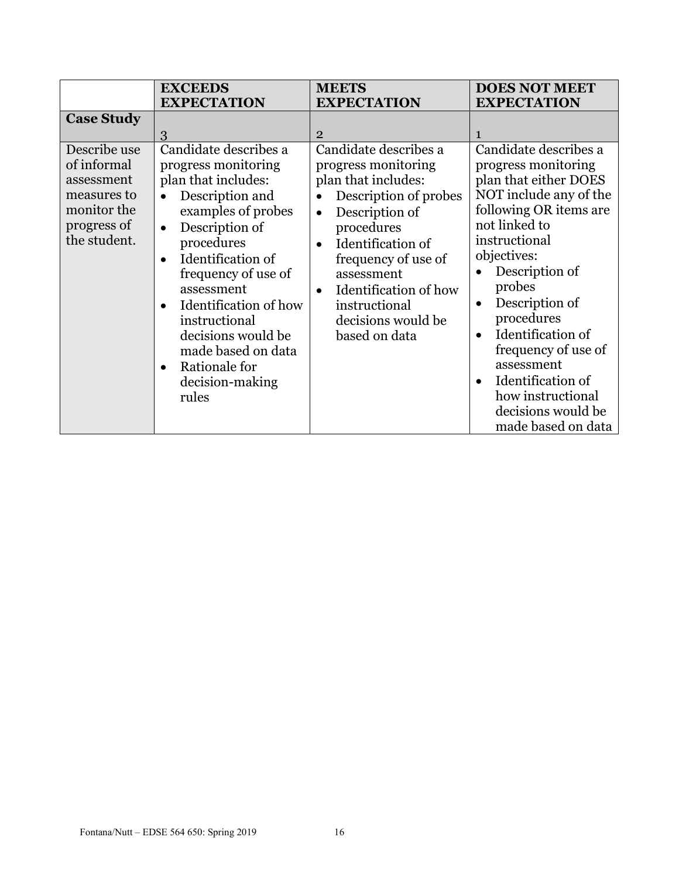| | **EXCEEDS EXPECTATION** | **MEETS EXPECTATION** | **DOES NOT MEET EXPECTATION** |
|---|---|---|---|
| **Case Study** | 3 | 2 | 1 |
| Describe use of informal assessment measures to monitor the progress of the student. | Candidate describes a progress monitoring plan that includes:<br>• Description and examples of probes<br>• Description of procedures<br>• Identification of frequency of use of assessment<br>• Identification of how instructional decisions would be made based on data<br>• Rationale for decision-making rules | Candidate describes a progress monitoring plan that includes:<br>• Description of probes<br>• Description of procedures<br>• Identification of frequency of use of assessment<br>• Identification of how instructional decisions would be based on data | Candidate describes a progress monitoring plan that either DOES NOT include any of the following OR items are not linked to instructional objectives:<br>• Description of probes<br>• Description of procedures<br>• Identification of frequency of use of assessment<br>• Identification of how instructional decisions would be made based on data |